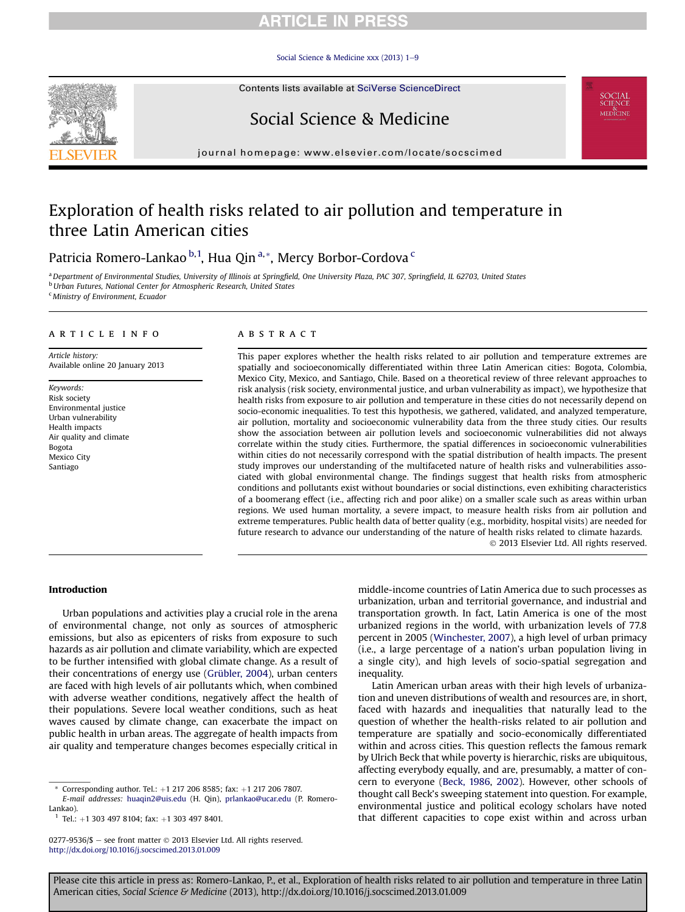# Exploration of health risks related to air pollution and temperature in three Latin American cities

Patricia Romero-Lankao [b,1], Hua Qin [a,*], Mercy Borbor-Cordova [c]

[a] Department of Environmental Studies, University of Illinois at Springfield, One University Plaza, PAC 307, Springfield, IL 62703, United States
[b] Urban Futures, National Center for Atmospheric Research, United States
[c] Ministry of Environment, Ecuador

## ARTICLE INFO

*Article history:*
Available online 20 January 2013

*Keywords:*
Risk society
Environmental justice
Urban vulnerability
Health impacts
Air quality and climate
Bogota
Mexico City
Santiago

## ABSTRACT

This paper explores whether the health risks related to air pollution and temperature extremes are spatially and socioeconomically differentiated within three Latin American cities: Bogota, Colombia, Mexico City, Mexico, and Santiago, Chile. Based on a theoretical review of three relevant approaches to risk analysis (risk society, environmental justice, and urban vulnerability as impact), we hypothesize that health risks from exposure to air pollution and temperature in these cities do not necessarily depend on socio-economic inequalities. To test this hypothesis, we gathered, validated, and analyzed temperature, air pollution, mortality and socioeconomic vulnerability data from the three study cities. Our results show the association between air pollution levels and socioeconomic vulnerabilities did not always correlate within the study cities. Furthermore, the spatial differences in socioeconomic vulnerabilities within cities do not necessarily correspond with the spatial distribution of health impacts. The present study improves our understanding of the multifaceted nature of health risks and vulnerabilities associated with global environmental change. The findings suggest that health risks from atmospheric conditions and pollutants exist without boundaries or social distinctions, even exhibiting characteristics of a boomerang effect (i.e., affecting rich and poor alike) on a smaller scale such as areas within urban regions. We used human mortality, a severe impact, to measure health risks from air pollution and extreme temperatures. Public health data of better quality (e.g., morbidity, hospital visits) are needed for future research to advance our understanding of the nature of health risks related to climate hazards.

© 2013 Elsevier Ltd. All rights reserved.

## Introduction

Urban populations and activities play a crucial role in the arena of environmental change, not only as sources of atmospheric emissions, but also as epicenters of risks from exposure to such hazards as air pollution and climate variability, which are expected to be further intensified with global climate change. As a result of their concentrations of energy use (Grübler, 2004), urban centers are faced with high levels of air pollutants which, when combined with adverse weather conditions, negatively affect the health of their populations. Severe local weather conditions, such as heat waves caused by climate change, can exacerbate the impact on public health in urban areas. The aggregate of health impacts from air quality and temperature changes becomes especially critical in middle-income countries of Latin America due to such processes as urbanization, urban and territorial governance, and industrial and transportation growth. In fact, Latin America is one of the most urbanized regions in the world, with urbanization levels of 77.8 percent in 2005 (Winchester, 2007), a high level of urban primacy (i.e., a large percentage of a nation's urban population living in a single city), and high levels of socio-spatial segregation and inequality.

Latin American urban areas with their high levels of urbanization and uneven distributions of wealth and resources are, in short, faced with hazards and inequalities that naturally lead to the question of whether the health-risks related to air pollution and temperature are spatially and socio-economically differentiated within and across cities. This question reflects the famous remark by Ulrich Beck that while poverty is hierarchic, risks are ubiquitous, affecting everybody equally, and are, presumably, a matter of concern to everyone (Beck, 1986, 2002). However, other schools of thought call Beck's sweeping statement into question. For example, environmental justice and political ecology scholars have noted that different capacities to cope exist within and across urban

\* Corresponding author. Tel.: +1 217 206 8585; fax: +1 217 206 7807.
*E-mail addresses:* huaqin2@uis.edu (H. Qin), prlankao@ucar.edu (P. Romero-Lankao).
[1] Tel.: +1 303 497 8104; fax: +1 303 497 8401.

0277-9536/$ – see front matter © 2013 Elsevier Ltd. All rights reserved.
http://dx.doi.org/10.1016/j.socscimed.2013.01.009

Please cite this article in press as: Romero-Lankao, P., et al., Exploration of health risks related to air pollution and temperature in three Latin American cities, *Social Science & Medicine* (2013), http://dx.doi.org/10.1016/j.socscimed.2013.01.009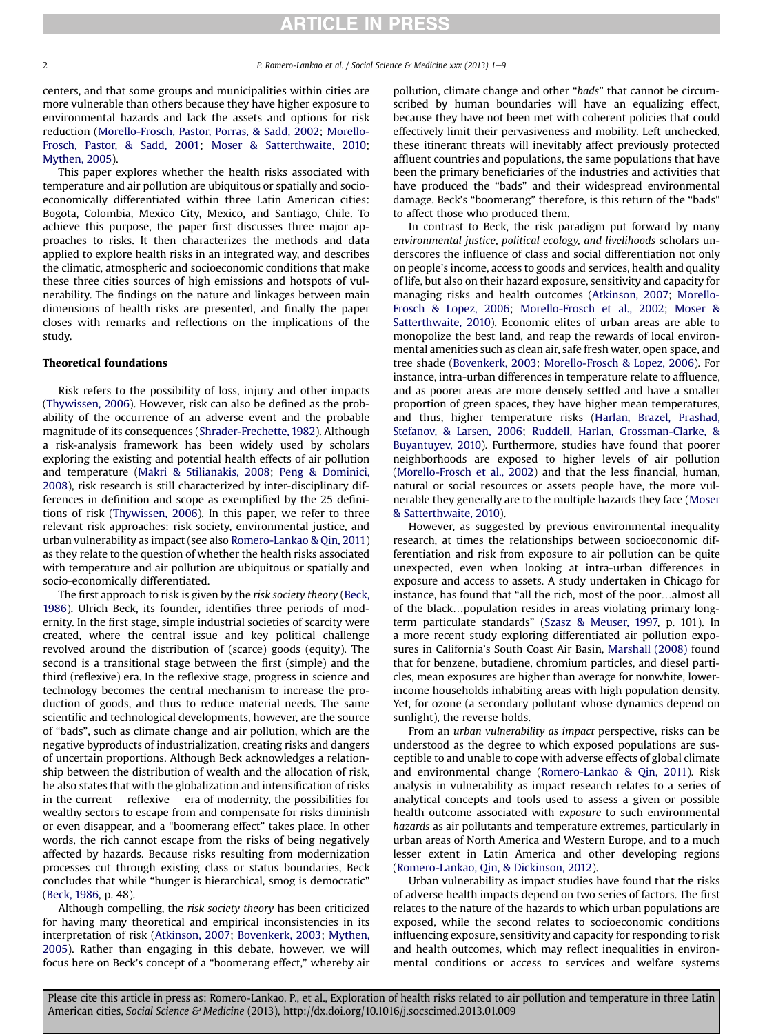centers, and that some groups and municipalities within cities are more vulnerable than others because they have higher exposure to environmental hazards and lack the assets and options for risk reduction (Morello-Frosch, Pastor, Porras, & Sadd, 2002; Morello-Frosch, Pastor, & Sadd, 2001; Moser & Satterthwaite, 2010; Mythen, 2005).

This paper explores whether the health risks associated with temperature and air pollution are ubiquitous or spatially and socio-economically differentiated within three Latin American cities: Bogota, Colombia, Mexico City, Mexico, and Santiago, Chile. To achieve this purpose, the paper first discusses three major approaches to risks. It then characterizes the methods and data applied to explore health risks in an integrated way, and describes the climatic, atmospheric and socioeconomic conditions that make these three cities sources of high emissions and hotspots of vulnerability. The findings on the nature and linkages between main dimensions of health risks are presented, and finally the paper closes with remarks and reflections on the implications of the study.

## Theoretical foundations

Risk refers to the possibility of loss, injury and other impacts (Thywissen, 2006). However, risk can also be defined as the probability of the occurrence of an adverse event and the probable magnitude of its consequences (Shrader-Frechette, 1982). Although a risk-analysis framework has been widely used by scholars exploring the existing and potential health effects of air pollution and temperature (Makri & Stilianakis, 2008; Peng & Dominici, 2008), risk research is still characterized by inter-disciplinary differences in definition and scope as exemplified by the 25 definitions of risk (Thywissen, 2006). In this paper, we refer to three relevant risk approaches: risk society, environmental justice, and urban vulnerability as impact (see also Romero-Lankao & Qin, 2011) as they relate to the question of whether the health risks associated with temperature and air pollution are ubiquitous or spatially and socio-economically differentiated.

The first approach to risk is given by the *risk society theory* (Beck, 1986). Ulrich Beck, its founder, identifies three periods of modernity. In the first stage, simple industrial societies of scarcity were created, where the central issue and key political challenge revolved around the distribution of (scarce) goods (equity). The second is a transitional stage between the first (simple) and the third (reflexive) era. In the reflexive stage, progress in science and technology becomes the central mechanism to increase the production of goods, and thus to reduce material needs. The same scientific and technological developments, however, are the source of "bads", such as climate change and air pollution, which are the negative byproducts of industrialization, creating risks and dangers of uncertain proportions. Although Beck acknowledges a relationship between the distribution of wealth and the allocation of risk, he also states that with the globalization and intensification of risks in the current – reflexive – era of modernity, the possibilities for wealthy sectors to escape from and compensate for risks diminish or even disappear, and a "boomerang effect" takes place. In other words, the rich cannot escape from the risks of being negatively affected by hazards. Because risks resulting from modernization processes cut through existing class or status boundaries, Beck concludes that while "hunger is hierarchical, smog is democratic" (Beck, 1986, p. 48).

Although compelling, the *risk society theory* has been criticized for having many theoretical and empirical inconsistencies in its interpretation of risk (Atkinson, 2007; Bovenkerk, 2003; Mythen, 2005). Rather than engaging in this debate, however, we will focus here on Beck's concept of a "boomerang effect," whereby air pollution, climate change and other "*bads*" that cannot be circumscribed by human boundaries will have an equalizing effect, because they have not been met with coherent policies that could effectively limit their pervasiveness and mobility. Left unchecked, these itinerant threats will inevitably affect previously protected affluent countries and populations, the same populations that have been the primary beneficiaries of the industries and activities that have produced the "bads" and their widespread environmental damage. Beck's "boomerang" therefore, is this return of the "bads" to affect those who produced them.

In contrast to Beck, the risk paradigm put forward by many *environmental justice, political ecology, and livelihoods* scholars underscores the influence of class and social differentiation not only on people's income, access to goods and services, health and quality of life, but also on their hazard exposure, sensitivity and capacity for managing risks and health outcomes (Atkinson, 2007; Morello-Frosch & Lopez, 2006; Morello-Frosch et al., 2002; Moser & Satterthwaite, 2010). Economic elites of urban areas are able to monopolize the best land, and reap the rewards of local environmental amenities such as clean air, safe fresh water, open space, and tree shade (Bovenkerk, 2003; Morello-Frosch & Lopez, 2006). For instance, intra-urban differences in temperature relate to affluence, and as poorer areas are more densely settled and have a smaller proportion of green spaces, they have higher mean temperatures, and thus, higher temperature risks (Harlan, Brazel, Prashad, Stefanov, & Larsen, 2006; Ruddell, Harlan, Grossman-Clarke, & Buyantuyev, 2010). Furthermore, studies have found that poorer neighborhoods are exposed to higher levels of air pollution (Morello-Frosch et al., 2002) and that the less financial, human, natural or social resources or assets people have, the more vulnerable they generally are to the multiple hazards they face (Moser & Satterthwaite, 2010).

However, as suggested by previous environmental inequality research, at times the relationships between socioeconomic differentiation and risk from exposure to air pollution can be quite unexpected, even when looking at intra-urban differences in exposure and access to assets. A study undertaken in Chicago for instance, has found that "all the rich, most of the poor…almost all of the black…population resides in areas violating primary long-term particulate standards" (Szasz & Meuser, 1997, p. 101). In a more recent study exploring differentiated air pollution exposures in California's South Coast Air Basin, Marshall (2008) found that for benzene, butadiene, chromium particles, and diesel particles, mean exposures are higher than average for nonwhite, lower-income households inhabiting areas with high population density. Yet, for ozone (a secondary pollutant whose dynamics depend on sunlight), the reverse holds.

From an *urban vulnerability as impact* perspective, risks can be understood as the degree to which exposed populations are susceptible to and unable to cope with adverse effects of global climate and environmental change (Romero-Lankao & Qin, 2011). Risk analysis in vulnerability as impact research relates to a series of analytical concepts and tools used to assess a given or possible health outcome associated with *exposure* to such environmental *hazards* as air pollutants and temperature extremes, particularly in urban areas of North America and Western Europe, and to a much lesser extent in Latin America and other developing regions (Romero-Lankao, Qin, & Dickinson, 2012).

Urban vulnerability as impact studies have found that the risks of adverse health impacts depend on two series of factors. The first relates to the nature of the hazards to which urban populations are exposed, while the second relates to socioeconomic conditions influencing exposure, sensitivity and capacity for responding to risk and health outcomes, which may reflect inequalities in environmental conditions or access to services and welfare systems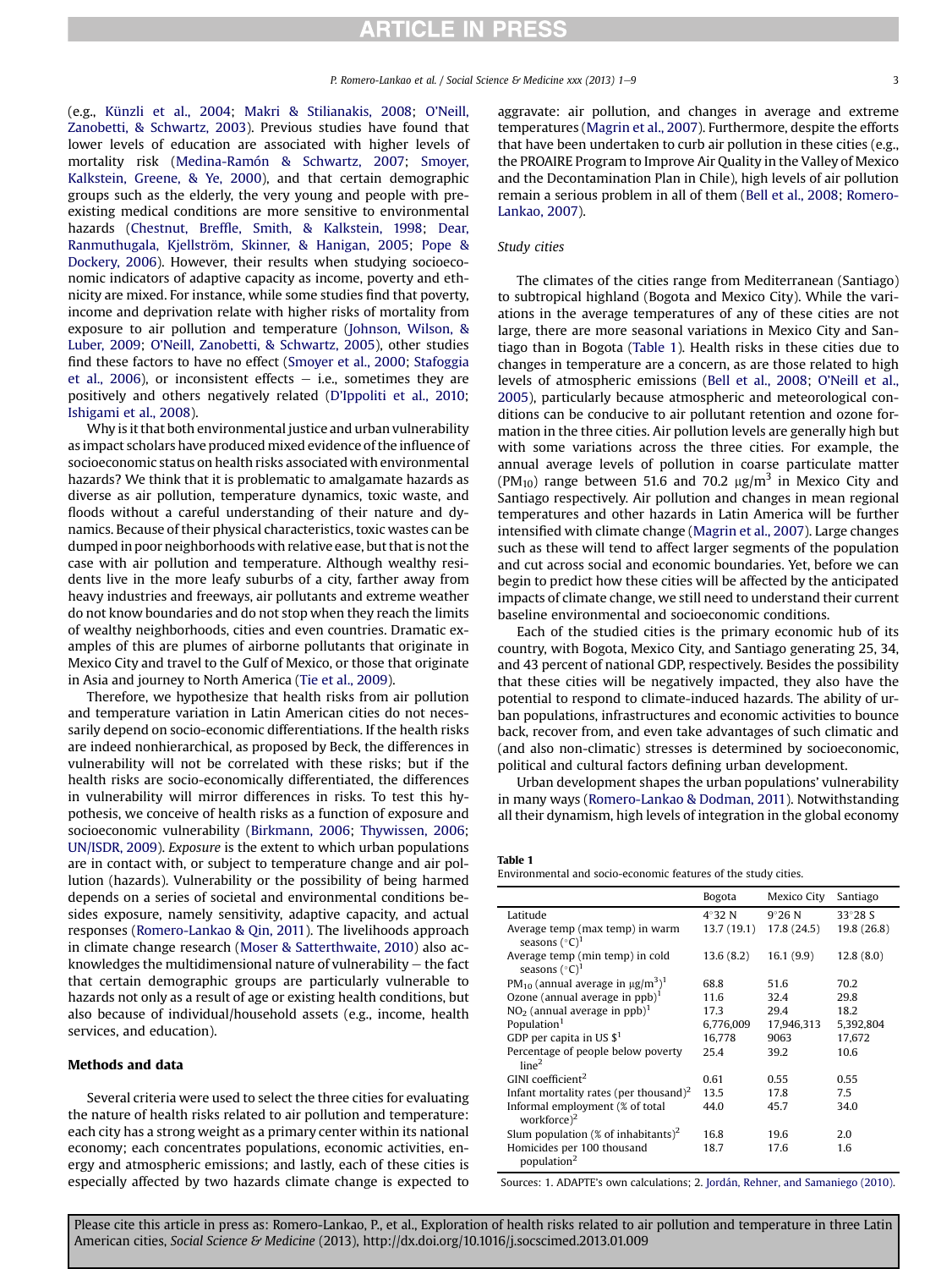(e.g., Künzli et al., 2004; Makri & Stilianakis, 2008; O'Neill, Zanobetti, & Schwartz, 2003). Previous studies have found that lower levels of education are associated with higher levels of mortality risk (Medina-Ramón & Schwartz, 2007; Smoyer, Kalkstein, Greene, & Ye, 2000), and that certain demographic groups such as the elderly, the very young and people with pre-existing medical conditions are more sensitive to environmental hazards (Chestnut, Breffle, Smith, & Kalkstein, 1998; Dear, Ranmuthugala, Kjellström, Skinner, & Hanigan, 2005; Pope & Dockery, 2006). However, their results when studying socioeconomic indicators of adaptive capacity as income, poverty and ethnicity are mixed. For instance, while some studies find that poverty, income and deprivation relate with higher risks of mortality from exposure to air pollution and temperature (Johnson, Wilson, & Luber, 2009; O'Neill, Zanobetti, & Schwartz, 2005), other studies find these factors to have no effect (Smoyer et al., 2000; Stafoggia et al., 2006), or inconsistent effects – i.e., sometimes they are positively and others negatively related (D'Ippoliti et al., 2010; Ishigami et al., 2008).

Why is it that both environmental justice and urban vulnerability as impact scholars have produced mixed evidence of the influence of socioeconomic status on health risks associated with environmental hazards? We think that it is problematic to amalgamate hazards as diverse as air pollution, temperature dynamics, toxic waste, and floods without a careful understanding of their nature and dynamics. Because of their physical characteristics, toxic wastes can be dumped in poor neighborhoods with relative ease, but that is not the case with air pollution and temperature. Although wealthy residents live in the more leafy suburbs of a city, farther away from heavy industries and freeways, air pollutants and extreme weather do not know boundaries and do not stop when they reach the limits of wealthy neighborhoods, cities and even countries. Dramatic examples of this are plumes of airborne pollutants that originate in Mexico City and travel to the Gulf of Mexico, or those that originate in Asia and journey to North America (Tie et al., 2009).

Therefore, we hypothesize that health risks from air pollution and temperature variation in Latin American cities do not necessarily depend on socio-economic differentiations. If the health risks are indeed nonhierarchical, as proposed by Beck, the differences in vulnerability will not be correlated with these risks; but if the health risks are socio-economically differentiated, the differences in vulnerability will mirror differences in risks. To test this hypothesis, we conceive of health risks as a function of exposure and socioeconomic vulnerability (Birkmann, 2006; Thywissen, 2006; UN/ISDR, 2009). *Exposure* is the extent to which urban populations are in contact with, or subject to temperature change and air pollution (hazards). Vulnerability or the possibility of being harmed depends on a series of societal and environmental conditions besides exposure, namely sensitivity, adaptive capacity, and actual responses (Romero-Lankao & Qin, 2011). The livelihoods approach in climate change research (Moser & Satterthwaite, 2010) also acknowledges the multidimensional nature of vulnerability – the fact that certain demographic groups are particularly vulnerable to hazards not only as a result of age or existing health conditions, but also because of individual/household assets (e.g., income, health services, and education).

## Methods and data

Several criteria were used to select the three cities for evaluating the nature of health risks related to air pollution and temperature: each city has a strong weight as a primary center within its national economy; each concentrates populations, economic activities, energy and atmospheric emissions; and lastly, each of these cities is especially affected by two hazards climate change is expected to aggravate: air pollution, and changes in average and extreme temperatures (Magrin et al., 2007). Furthermore, despite the efforts that have been undertaken to curb air pollution in these cities (e.g., the PROAIRE Program to Improve Air Quality in the Valley of Mexico and the Decontamination Plan in Chile), high levels of air pollution remain a serious problem in all of them (Bell et al., 2008; Romero-Lankao, 2007).

### Study cities

The climates of the cities range from Mediterranean (Santiago) to subtropical highland (Bogota and Mexico City). While the variations in the average temperatures of any of these cities are not large, there are more seasonal variations in Mexico City and Santiago than in Bogota (Table 1). Health risks in these cities due to changes in temperature are a concern, as are those related to high levels of atmospheric emissions (Bell et al., 2008; O'Neill et al., 2005), particularly because atmospheric and meteorological conditions can be conducive to air pollutant retention and ozone formation in the three cities. Air pollution levels are generally high but with some variations across the three cities. For example, the annual average levels of pollution in coarse particulate matter ($PM_{10}$) range between 51.6 and 70.2 $\mu g/m^3$ in Mexico City and Santiago respectively. Air pollution and changes in mean regional temperatures and other hazards in Latin America will be further intensified with climate change (Magrin et al., 2007). Large changes such as these will tend to affect larger segments of the population and cut across social and economic boundaries. Yet, before we can begin to predict how these cities will be affected by the anticipated impacts of climate change, we still need to understand their current baseline environmental and socioeconomic conditions.

Each of the studied cities is the primary economic hub of its country, with Bogota, Mexico City, and Santiago generating 25, 34, and 43 percent of national GDP, respectively. Besides the possibility that these cities will be negatively impacted, they also have the potential to respond to climate-induced hazards. The ability of urban populations, infrastructures and economic activities to bounce back, recover from, and even take advantages of such climatic and (and also non-climatic) stresses is determined by socioeconomic, political and cultural factors defining urban development.

Urban development shapes the urban populations' vulnerability in many ways (Romero-Lankao & Dodman, 2011). Notwithstanding all their dynamism, high levels of integration in the global economy

**Table 1**
Environmental and socio-economic features of the study cities.

| | Bogota | Mexico City | Santiago |
|---|---|---|---|
| Latitude | 4°32 N | 9°26 N | 33°28 S |
| Average temp (max temp) in warm seasons (°C)[1] | 13.7 (19.1) | 17.8 (24.5) | 19.8 (26.8) |
| Average temp (min temp) in cold seasons (°C)[1] | 13.6 (8.2) | 16.1 (9.9) | 12.8 (8.0) |
| $PM_{10}$ (annual average in $\mu g/m^3$)[1] | 68.8 | 51.6 | 70.2 |
| Ozone (annual average in ppb)[1] | 11.6 | 32.4 | 29.8 |
| $NO_2$ (annual average in ppb)[1] | 17.3 | 29.4 | 18.2 |
| Population[1] | 6,776,009 | 17,946,313 | 5,392,804 |
| GDP per capita in US $[1] | 16,778 | 9063 | 17,672 |
| Percentage of people below poverty line[2] | 25.4 | 39.2 | 10.6 |
| GINI coefficient[2] | 0.61 | 0.55 | 0.55 |
| Infant mortality rates (per thousand)[2] | 13.5 | 17.8 | 7.5 |
| Informal employment (% of total workforce)[2] | 44.0 | 45.7 | 34.0 |
| Slum population (% of inhabitants)[2] | 16.8 | 19.6 | 2.0 |
| Homicides per 100 thousand population[2] | 18.7 | 17.6 | 1.6 |

Sources: 1. ADAPTE's own calculations; 2. Jordán, Rehner, and Samaniego (2010).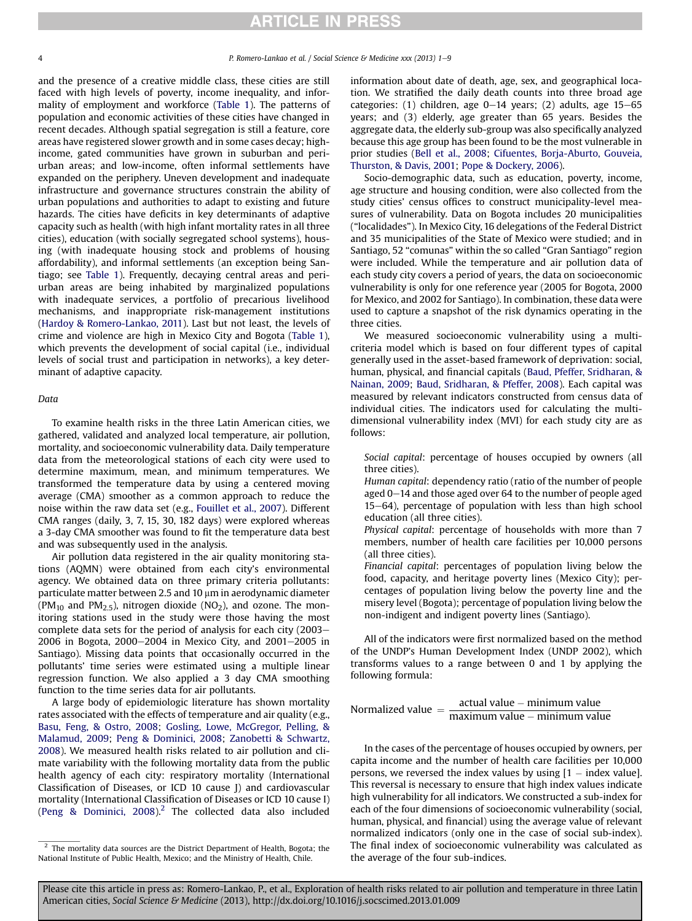and the presence of a creative middle class, these cities are still faced with high levels of poverty, income inequality, and informality of employment and workforce (Table 1). The patterns of population and economic activities of these cities have changed in recent decades. Although spatial segregation is still a feature, core areas have registered slower growth and in some cases decay; high-income, gated communities have grown in suburban and peri-urban areas; and low-income, often informal settlements have expanded on the periphery. Uneven development and inadequate infrastructure and governance structures constrain the ability of urban populations and authorities to adapt to existing and future hazards. The cities have deficits in key determinants of adaptive capacity such as health (with high infant mortality rates in all three cities), education (with socially segregated school systems), housing (with inadequate housing stock and problems of housing affordability), and informal settlements (an exception being Santiago; see Table 1). Frequently, decaying central areas and peri-urban areas are being inhabited by marginalized populations with inadequate services, a portfolio of precarious livelihood mechanisms, and inappropriate risk-management institutions (Hardoy & Romero-Lankao, 2011). Last but not least, the levels of crime and violence are high in Mexico City and Bogota (Table 1), which prevents the development of social capital (i.e., individual levels of social trust and participation in networks), a key determinant of adaptive capacity.

## Data

To examine health risks in the three Latin American cities, we gathered, validated and analyzed local temperature, air pollution, mortality, and socioeconomic vulnerability data. Daily temperature data from the meteorological stations of each city were used to determine maximum, mean, and minimum temperatures. We transformed the temperature data by using a centered moving average (CMA) smoother as a common approach to reduce the noise within the raw data set (e.g., Fouillet et al., 2007). Different CMA ranges (daily, 3, 7, 15, 30, 182 days) were explored whereas a 3-day CMA smoother was found to fit the temperature data best and was subsequently used in the analysis.

Air pollution data registered in the air quality monitoring stations (AQMN) were obtained from each city's environmental agency. We obtained data on three primary criteria pollutants: particulate matter between 2.5 and 10 μm in aerodynamic diameter ($PM_{10}$ and $PM_{2.5}$), nitrogen dioxide ($NO_2$), and ozone. The monitoring stations used in the study were those having the most complete data sets for the period of analysis for each city (2003–2006 in Bogota, 2000–2004 in Mexico City, and 2001–2005 in Santiago). Missing data points that occasionally occurred in the pollutants' time series were estimated using a multiple linear regression function. We also applied a 3 day CMA smoothing function to the time series data for air pollutants.

A large body of epidemiologic literature has shown mortality rates associated with the effects of temperature and air quality (e.g., Basu, Feng, & Ostro, 2008; Gosling, Lowe, McGregor, Pelling, & Malamud, 2009; Peng & Dominici, 2008; Zanobetti & Schwartz, 2008). We measured health risks related to air pollution and climate variability with the following mortality data from the public health agency of each city: respiratory mortality (International Classification of Diseases, or ICD 10 cause J) and cardiovascular mortality (International Classification of Diseases or ICD 10 cause I) (Peng & Dominici, 2008).[2] The collected data also included information about date of death, age, sex, and geographical location. We stratified the daily death counts into three broad age categories: (1) children, age 0–14 years; (2) adults, age 15–65 years; and (3) elderly, age greater than 65 years. Besides the aggregate data, the elderly sub-group was also specifically analyzed because this age group has been found to be the most vulnerable in prior studies (Bell et al., 2008; Cifuentes, Borja-Aburto, Gouveia, Thurston, & Davis, 2001; Pope & Dockery, 2006).

Socio-demographic data, such as education, poverty, income, age structure and housing condition, were also collected from the study cities' census offices to construct municipality-level measures of vulnerability. Data on Bogota includes 20 municipalities ("localidades"). In Mexico City, 16 delegations of the Federal District and 35 municipalities of the State of Mexico were studied; and in Santiago, 52 "comunas" within the so called "Gran Santiago" region were included. While the temperature and air pollution data of each study city covers a period of years, the data on socioeconomic vulnerability is only for one reference year (2005 for Bogota, 2000 for Mexico, and 2002 for Santiago). In combination, these data were used to capture a snapshot of the risk dynamics operating in the three cities.

We measured socioeconomic vulnerability using a multi-criteria model which is based on four different types of capital generally used in the asset-based framework of deprivation: social, human, physical, and financial capitals (Baud, Pfeffer, Sridharan, & Nainan, 2009; Baud, Sridharan, & Pfeffer, 2008). Each capital was measured by relevant indicators constructed from census data of individual cities. The indicators used for calculating the multi-dimensional vulnerability index (MVI) for each study city are as follows:

*Social capital*: percentage of houses occupied by owners (all three cities).

*Human capital*: dependency ratio (ratio of the number of people aged 0–14 and those aged over 64 to the number of people aged 15–64), percentage of population with less than high school education (all three cities).

*Physical capital*: percentage of households with more than 7 members, number of health care facilities per 10,000 persons (all three cities).

*Financial capital*: percentages of population living below the food, capacity, and heritage poverty lines (Mexico City); percentages of population living below the poverty line and the misery level (Bogota); percentage of population living below the non-indigent and indigent poverty lines (Santiago).

All of the indicators were first normalized based on the method of the UNDP's Human Development Index (UNDP 2002), which transforms values to a range between 0 and 1 by applying the following formula:

$$\text{Normalized value} = \frac{\text{actual value} - \text{minimum value}}{\text{maximum value} - \text{minimum value}}$$

In the cases of the percentage of houses occupied by owners, per capita income and the number of health care facilities per 10,000 persons, we reversed the index values by using [1 − index value]. This reversal is necessary to ensure that high index values indicate high vulnerability for all indicators. We constructed a sub-index for each of the four dimensions of socioeconomic vulnerability (social, human, physical, and financial) using the average value of relevant normalized indicators (only one in the case of social sub-index). The final index of socioeconomic vulnerability was calculated as the average of the four sub-indices.

[2] The mortality data sources are the District Department of Health, Bogota; the National Institute of Public Health, Mexico; and the Ministry of Health, Chile.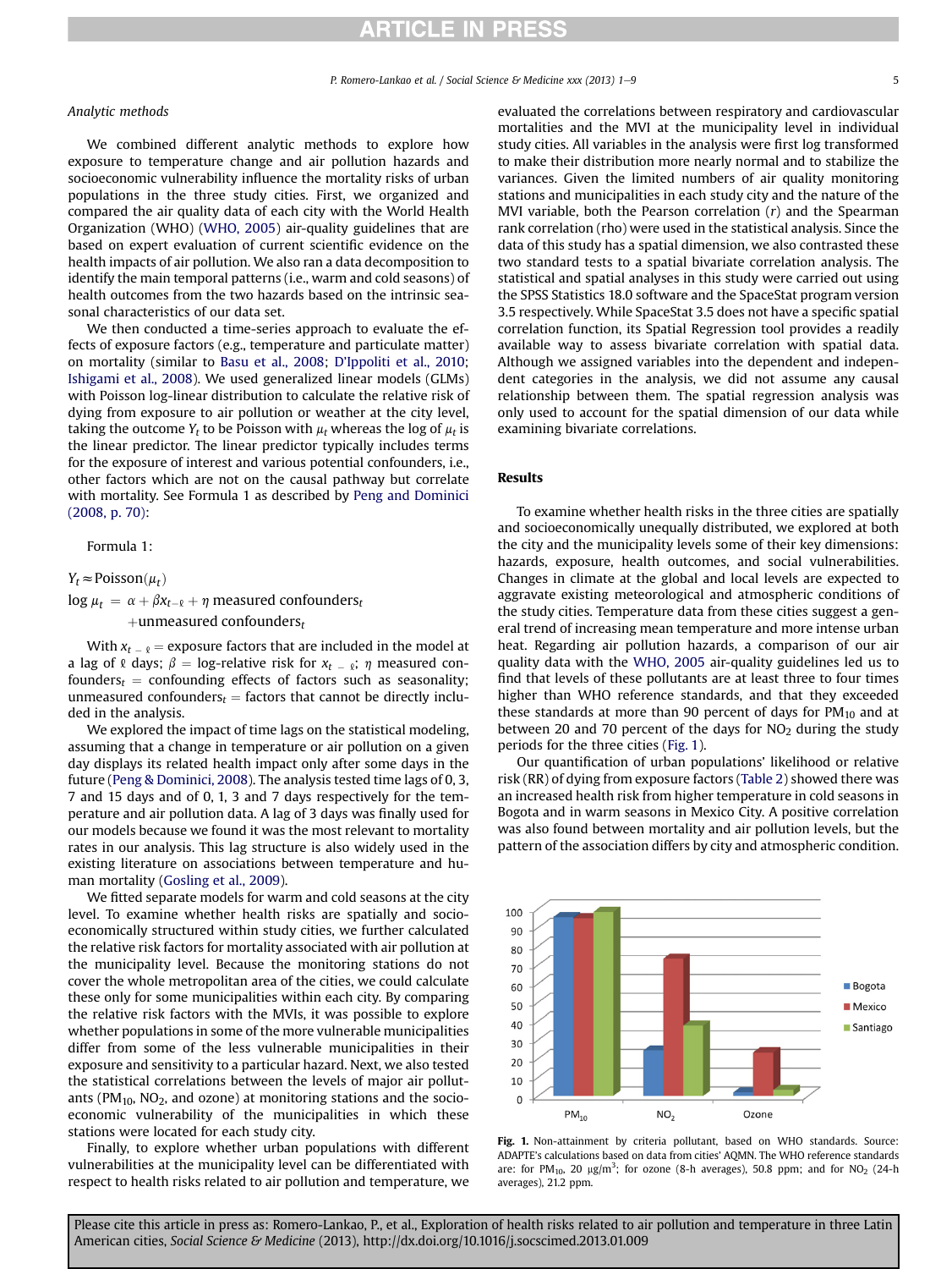### Analytic methods

We combined different analytic methods to explore how exposure to temperature change and air pollution hazards and socioeconomic vulnerability influence the mortality risks of urban populations in the three study cities. First, we organized and compared the air quality data of each city with the World Health Organization (WHO) (WHO, 2005) air-quality guidelines that are based on expert evaluation of current scientific evidence on the health impacts of air pollution. We also ran a data decomposition to identify the main temporal patterns (i.e., warm and cold seasons) of health outcomes from the two hazards based on the intrinsic seasonal characteristics of our data set.

We then conducted a time-series approach to evaluate the effects of exposure factors (e.g., temperature and particulate matter) on mortality (similar to Basu et al., 2008; D'Ippoliti et al., 2010; Ishigami et al., 2008). We used generalized linear models (GLMs) with Poisson log-linear distribution to calculate the relative risk of dying from exposure to air pollution or weather at the city level, taking the outcome $Y_t$ to be Poisson with $\mu_t$ whereas the log of $\mu_t$ is the linear predictor. The linear predictor typically includes terms for the exposure of interest and various potential confounders, i.e., other factors which are not on the causal pathway but correlate with mortality. See Formula 1 as described by Peng and Dominici (2008, p. 70):

Formula 1:

$$Y_t \approx \text{Poisson}(\mu_t)$$

$$\log \mu_t = \alpha + \beta x_{t-\ell} + \eta \text{ measured confounders}_t + \text{unmeasured confounders}_t$$

With $x_{t-\ell}$ = exposure factors that are included in the model at a lag of $\ell$ days; $\beta$ = log-relative risk for $x_{t-\ell}$; $\eta$ measured confounders$_t$ = confounding effects of factors such as seasonality; unmeasured confounders$_t$ = factors that cannot be directly included in the analysis.

We explored the impact of time lags on the statistical modeling, assuming that a change in temperature or air pollution on a given day displays its related health impact only after some days in the future (Peng & Dominici, 2008). The analysis tested time lags of 0, 3, 7 and 15 days and of 0, 1, 3 and 7 days respectively for the temperature and air pollution data. A lag of 3 days was finally used for our models because we found it was the most relevant to mortality rates in our analysis. This lag structure is also widely used in the existing literature on associations between temperature and human mortality (Gosling et al., 2009).

We fitted separate models for warm and cold seasons at the city level. To examine whether health risks are spatially and socioeconomically structured within study cities, we further calculated the relative risk factors for mortality associated with air pollution at the municipality level. Because the monitoring stations do not cover the whole metropolitan area of the cities, we could calculate these only for some municipalities within each city. By comparing the relative risk factors with the MVIs, it was possible to explore whether populations in some of the more vulnerable municipalities differ from some of the less vulnerable municipalities in their exposure and sensitivity to a particular hazard. Next, we also tested the statistical correlations between the levels of major air pollutants ($PM_{10}$, $NO_2$, and ozone) at monitoring stations and the socioeconomic vulnerability of the municipalities in which these stations were located for each study city.

Finally, to explore whether urban populations with different vulnerabilities at the municipality level can be differentiated with respect to health risks related to air pollution and temperature, we evaluated the correlations between respiratory and cardiovascular mortalities and the MVI at the municipality level in individual study cities. All variables in the analysis were first log transformed to make their distribution more nearly normal and to stabilize the variances. Given the limited numbers of air quality monitoring stations and municipalities in each study city and the nature of the MVI variable, both the Pearson correlation ($r$) and the Spearman rank correlation (rho) were used in the statistical analysis. Since the data of this study has a spatial dimension, we also contrasted these two standard tests to a spatial bivariate correlation analysis. The statistical and spatial analyses in this study were carried out using the SPSS Statistics 18.0 software and the SpaceStat program version 3.5 respectively. While SpaceStat 3.5 does not have a specific spatial correlation function, its Spatial Regression tool provides a readily available way to assess bivariate correlation with spatial data. Although we assigned variables into the dependent and independent categories in the analysis, we did not assume any causal relationship between them. The spatial regression analysis was only used to account for the spatial dimension of our data while examining bivariate correlations.

## Results

To examine whether health risks in the three cities are spatially and socioeconomically unequally distributed, we explored at both the city and the municipality levels some of their key dimensions: hazards, exposure, health outcomes, and social vulnerabilities. Changes in climate at the global and local levels are expected to aggravate existing meteorological and atmospheric conditions of the study cities. Temperature data from these cities suggest a general trend of increasing mean temperature and more intense urban heat. Regarding air pollution hazards, a comparison of our air quality data with the WHO, 2005 air-quality guidelines led us to find that levels of these pollutants are at least three to four times higher than WHO reference standards, and that they exceeded these standards at more than 90 percent of days for $PM_{10}$ and at between 20 and 70 percent of the days for $NO_2$ during the study periods for the three cities (Fig. 1).

Our quantification of urban populations' likelihood or relative risk (RR) of dying from exposure factors (Table 2) showed there was an increased health risk from higher temperature in cold seasons in Bogota and in warm seasons in Mexico City. A positive correlation was also found between mortality and air pollution levels, but the pattern of the association differs by city and atmospheric condition.

**Fig. 1.** Non-attainment by criteria pollutant, based on WHO standards. Source: ADAPTE's calculations based on data from cities' AQMN. The WHO reference standards are: for $PM_{10}$, 20 μg/m$^3$; for ozone (8-h averages), 50.8 ppm; and for $NO_2$ (24-h averages), 21.2 ppm.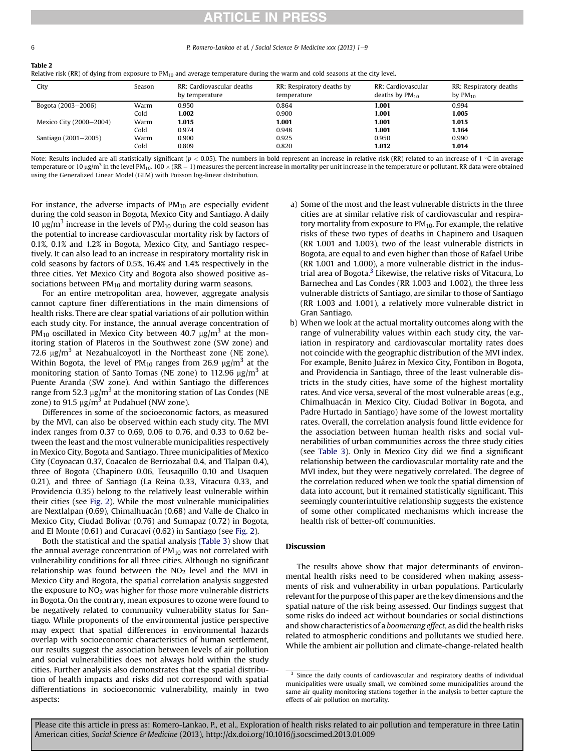**Table 2**
Relative risk (RR) of dying from exposure to $PM_{10}$ and average temperature during the warm and cold seasons at the city level.

| City | Season | RR: Cardiovascular deaths by temperature | RR: Respiratory deaths by temperature | RR: Cardiovascular deaths by $PM_{10}$ | RR: Respiratory deaths by $PM_{10}$ |
|---|---|---|---|---|---|
| Bogota (2003–2006) | Warm | 0.950 | 0.864 | **1.001** | 0.994 |
| | Cold | **1.002** | 0.900 | **1.001** | **1.005** |
| Mexico City (2000–2004) | Warm | **1.015** | **1.001** | **1.001** | **1.015** |
| | Cold | 0.974 | 0.948 | **1.001** | **1.164** |
| Santiago (2001–2005) | Warm | 0.900 | 0.925 | 0.950 | 0.990 |
| | Cold | 0.809 | 0.820 | **1.012** | **1.014** |

Note: Results included are all statistically significant ($p < 0.05$). The numbers in bold represent an increase in relative risk (RR) related to an increase of 1 °C in average temperature or 10 μg/m$^3$ in the level $PM_{10}$. 100 × (RR − 1) measures the percent increase in mortality per unit increase in the temperature or pollutant. RR data were obtained using the Generalized Linear Model (GLM) with Poisson log-linear distribution.

For instance, the adverse impacts of $PM_{10}$ are especially evident during the cold season in Bogota, Mexico City and Santiago. A daily 10 μg/m$^3$ increase in the levels of $PM_{10}$ during the cold season has the potential to increase cardiovascular mortality risk by factors of 0.1%, 0.1% and 1.2% in Bogota, Mexico City, and Santiago respectively. It can also lead to an increase in respiratory mortality risk in cold seasons by factors of 0.5%, 16.4% and 1.4% respectively in the three cities. Yet Mexico City and Bogota also showed positive associations between $PM_{10}$ and mortality during warm seasons.

For an entire metropolitan area, however, aggregate analysis cannot capture finer differentiations in the main dimensions of health risks. There are clear spatial variations of air pollution within each study city. For instance, the annual average concentration of $PM_{10}$ oscillated in Mexico City between 40.7 μg/m$^3$ at the monitoring station of Plateros in the Southwest zone (SW zone) and 72.6 μg/m$^3$ at Nezahualcoyotl in the Northeast zone (NE zone). Within Bogota, the level of $PM_{10}$ ranges from 26.9 μg/m$^3$ at the monitoring station of Santo Tomas (NE zone) to 112.96 μg/m$^3$ at Puente Aranda (SW zone). And within Santiago the differences range from 52.3 μg/m$^3$ at the monitoring station of Las Condes (NE zone) to 91.5 μg/m$^3$ at Pudahuel (NW zone).

Differences in some of the socioeconomic factors, as measured by the MVI, can also be observed within each study city. The MVI index ranges from 0.37 to 0.69, 0.06 to 0.76, and 0.33 to 0.62 between the least and the most vulnerable municipalities respectively in Mexico City, Bogota and Santiago. Three municipalities of Mexico City (Coyoacan 0.37, Coacalco de Berriozabal 0.4, and Tlalpan 0.4), three of Bogota (Chapinero 0.06, Teusaquillo 0.10 and Usaquen 0.21), and three of Santiago (La Reina 0.33, Vitacura 0.33, and Providencia 0.35) belong to the relatively least vulnerable within their cities (see Fig. 2). While the most vulnerable municipalities are Nextlalpan (0.69), Chimalhuacán (0.68) and Valle de Chalco in Mexico City, Ciudad Bolivar (0.76) and Sumapaz (0.72) in Bogota, and El Monte (0.61) and Curacaví (0.62) in Santiago (see Fig. 2).

Both the statistical and the spatial analysis (Table 3) show that the annual average concentration of $PM_{10}$ was not correlated with vulnerability conditions for all three cities. Although no significant relationship was found between the $NO_2$ level and the MVI in Mexico City and Bogota, the spatial correlation analysis suggested the exposure to $NO_2$ was higher for those more vulnerable districts in Bogota. On the contrary, mean exposures to ozone were found to be negatively related to community vulnerability status for Santiago. While proponents of the environmental justice perspective may expect that spatial differences in environmental hazards overlap with socioeconomic characteristics of human settlement, our results suggest the association between levels of air pollution and social vulnerabilities does not always hold within the study cities. Further analysis also demonstrates that the spatial distribution of health impacts and risks did not correspond with spatial differentiations in socioeconomic vulnerability, mainly in two aspects:

a) Some of the most and the least vulnerable districts in the three cities are at similar relative risk of cardiovascular and respiratory mortality from exposure to $PM_{10}$. For example, the relative risks of these two types of deaths in Chapinero and Usaquen (RR 1.001 and 1.003), two of the least vulnerable districts in Bogota, are equal to and even higher than those of Rafael Uribe (RR 1.001 and 1.000), a more vulnerable district in the industrial area of Bogota.[3] Likewise, the relative risks of Vitacura, Lo Barnechea and Las Condes (RR 1.003 and 1.002), the three less vulnerable districts of Santiago, are similar to those of Santiago (RR 1.003 and 1.001), a relatively more vulnerable district in Gran Santiago.
b) When we look at the actual mortality outcomes along with the range of vulnerability values within each study city, the variation in respiratory and cardiovascular mortality rates does not coincide with the geographic distribution of the MVI index. For example, Benito Juárez in Mexico City, Fontibon in Bogota, and Providencia in Santiago, three of the least vulnerable districts in the study cities, have some of the highest mortality rates. And vice versa, several of the most vulnerable areas (e.g., Chimalhuacán in Mexico City, Ciudad Bolivar in Bogota, and Padre Hurtado in Santiago) have some of the lowest mortality rates. Overall, the correlation analysis found little evidence for the association between human health risks and social vulnerabilities of urban communities across the three study cities (see Table 3). Only in Mexico City did we find a significant relationship between the cardiovascular mortality rate and the MVI index, but they were negatively correlated. The degree of the correlation reduced when we took the spatial dimension of data into account, but it remained statistically significant. This seemingly counterintuitive relationship suggests the existence of some other complicated mechanisms which increase the health risk of better-off communities.

## Discussion

The results above show that major determinants of environmental health risks need to be considered when making assessments of risk and vulnerability in urban populations. Particularly relevant for the purpose of this paper are the key dimensions and the spatial nature of the risk being assessed. Our findings suggest that some risks do indeed act without boundaries or social distinctions and show characteristics of a *boomerang effect*, as did the health risks related to atmospheric conditions and pollutants we studied here. While the ambient air pollution and climate-change-related health

[3] Since the daily counts of cardiovascular and respiratory deaths of individual municipalities were usually small, we combined some municipalities around the same air quality monitoring stations together in the analysis to better capture the effects of air pollution on mortality.

Please cite this article in press as: Romero-Lankao, P., et al., Exploration of health risks related to air pollution and temperature in three Latin American cities, Social Science & Medicine (2013), http://dx.doi.org/10.1016/j.socscimed.2013.01.009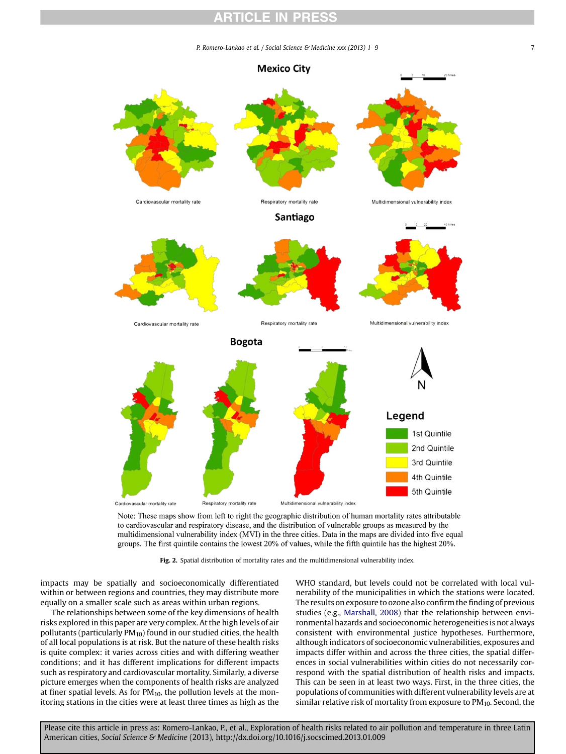Note: These maps show from left to right the geographic distribution of human mortality rates attributable to cardiovascular and respiratory disease, and the distribution of vulnerable groups as measured by the multidimensional vulnerability index (MVI) in the three cities. Data in the maps are divided into five equal groups. The first quintile contains the lowest 20% of values, while the fifth quintile has the highest 20%.

**Fig. 2.** Spatial distribution of mortality rates and the multidimensional vulnerability index.

impacts may be spatially and socioeconomically differentiated within or between regions and countries, they may distribute more equally on a smaller scale such as areas within urban regions.

The relationships between some of the key dimensions of health risks explored in this paper are very complex. At the high levels of air pollutants (particularly $PM_{10}$) found in our studied cities, the health of all local populations is at risk. But the nature of these health risks is quite complex: it varies across cities and with differing weather conditions; and it has different implications for different impacts such as respiratory and cardiovascular mortality. Similarly, a diverse picture emerges when the components of health risks are analyzed at finer spatial levels. As for $PM_{10}$, the pollution levels at the monitoring stations in the cities were at least three times as high as the WHO standard, but levels could not be correlated with local vulnerability of the municipalities in which the stations were located. The results on exposure to ozone also confirm the finding of previous studies (e.g., Marshall, 2008) that the relationship between environmental hazards and socioeconomic heterogeneities is not always consistent with environmental justice hypotheses. Furthermore, although indicators of socioeconomic vulnerabilities, exposures and impacts differ within and across the three cities, the spatial differences in social vulnerabilities within cities do not necessarily correspond with the spatial distribution of health risks and impacts. This can be seen in at least two ways. First, in the three cities, the populations of communities with different vulnerability levels are at similar relative risk of mortality from exposure to $PM_{10}$. Second, the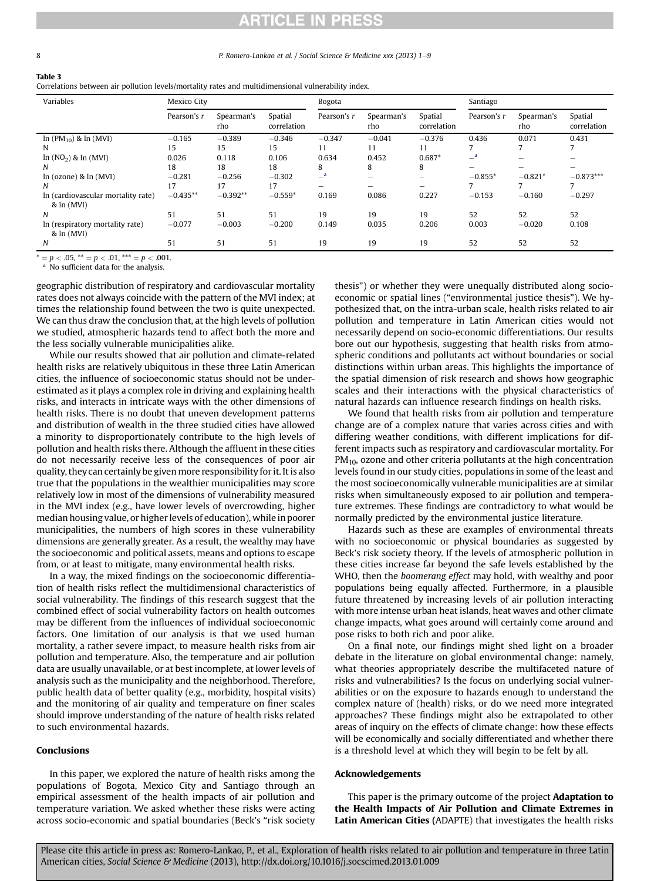**Table 3**
Correlations between air pollution levels/mortality rates and multidimensional vulnerability index.

| Variables | Mexico City | | | Bogota | | | Santiago | | |
|---|---|---|---|---|---|---|---|---|---|
| | Pearson's r | Spearman's rho | Spatial correlation | Pearson's r | Spearman's rho | Spatial correlation | Pearson's r | Spearman's rho | Spatial correlation |
| ln ($PM_{10}$) & ln (MVI) | −0.165 | −0.389 | −0.346 | −0.347 | −0.041 | −0.376 | 0.436 | 0.071 | 0.431 |
| N | 15 | 15 | 15 | 11 | 11 | 11 | 7 | 7 | 7 |
| ln ($NO_2$) & ln (MVI) | 0.026 | 0.118 | 0.106 | 0.634 | 0.452 | 0.687* | –[a] | – | – |
| N | 18 | 18 | 18 | 8 | 8 | 8 | – | – | – |
| ln (ozone) & ln (MVI) | −0.281 | −0.256 | −0.302 | –[a] | – | – | −0.855* | −0.821* | −0.873*** |
| N | 17 | 17 | 17 | – | – | – | 7 | 7 | 7 |
| ln (cardiovascular mortality rate) & ln (MVI) | −0.435** | −0.392** | −0.559* | 0.169 | 0.086 | 0.227 | −0.153 | −0.160 | −0.297 |
| N | 51 | 51 | 51 | 19 | 19 | 19 | 52 | 52 | 52 |
| ln (respiratory mortality rate) & ln (MVI) | −0.077 | −0.003 | −0.200 | 0.149 | 0.035 | 0.206 | 0.003 | −0.020 | 0.108 |
| N | 51 | 51 | 51 | 19 | 19 | 19 | 52 | 52 | 52 |

* = $p < .05$, ** = $p < .01$, *** = $p < .001$.
[a] No sufficient data for the analysis.

geographic distribution of respiratory and cardiovascular mortality rates does not always coincide with the pattern of the MVI index; at times the relationship found between the two is quite unexpected. We can thus draw the conclusion that, at the high levels of pollution we studied, atmospheric hazards tend to affect both the more and the less socially vulnerable municipalities alike.

While our results showed that air pollution and climate-related health risks are relatively ubiquitous in these three Latin American cities, the influence of socioeconomic status should not be underestimated as it plays a complex role in driving and explaining health risks, and interacts in intricate ways with the other dimensions of health risks. There is no doubt that uneven development patterns and distribution of wealth in the three studied cities have allowed a minority to disproportionately contribute to the high levels of pollution and health risks there. Although the affluent in these cities do not necessarily receive less of the consequences of poor air quality, they can certainly be given more responsibility for it. It is also true that the populations in the wealthier municipalities may score relatively low in most of the dimensions of vulnerability measured in the MVI index (e.g., have lower levels of overcrowding, higher median housing value, or higher levels of education), while in poorer municipalities, the numbers of high scores in these vulnerability dimensions are generally greater. As a result, the wealthy may have the socioeconomic and political assets, means and options to escape from, or at least to mitigate, many environmental health risks.

In a way, the mixed findings on the socioeconomic differentiation of health risks reflect the multidimensional characteristics of social vulnerability. The findings of this research suggest that the combined effect of social vulnerability factors on health outcomes may be different from the influences of individual socioeconomic factors. One limitation of our analysis is that we used human mortality, a rather severe impact, to measure health risks from air pollution and temperature. Also, the temperature and air pollution data are usually unavailable, or at best incomplete, at lower levels of analysis such as the municipality and the neighborhood. Therefore, public health data of better quality (e.g., morbidity, hospital visits) and the monitoring of air quality and temperature on finer scales should improve understanding of the nature of health risks related to such environmental hazards.

## Conclusions

In this paper, we explored the nature of health risks among the populations of Bogota, Mexico City and Santiago through an empirical assessment of the health impacts of air pollution and temperature variation. We asked whether these risks were acting across socio-economic and spatial boundaries (Beck's "risk society thesis") or whether they were unequally distributed along socio-economic or spatial lines ("environmental justice thesis"). We hypothesized that, on the intra-urban scale, health risks related to air pollution and temperature in Latin American cities would not necessarily depend on socio-economic differentiations. Our results bore out our hypothesis, suggesting that health risks from atmospheric conditions and pollutants act without boundaries or social distinctions within urban areas. This highlights the importance of the spatial dimension of risk research and shows how geographic scales and their interactions with the physical characteristics of natural hazards can influence research findings on health risks.

We found that health risks from air pollution and temperature change are of a complex nature that varies across cities and with differing weather conditions, with different implications for different impacts such as respiratory and cardiovascular mortality. For $PM_{10}$, ozone and other criteria pollutants at the high concentration levels found in our study cities, populations in some of the least and the most socioeconomically vulnerable municipalities are at similar risks when simultaneously exposed to air pollution and temperature extremes. These findings are contradictory to what would be normally predicted by the environmental justice literature.

Hazards such as these are examples of environmental threats with no socioeconomic or physical boundaries as suggested by Beck's risk society theory. If the levels of atmospheric pollution in these cities increase far beyond the safe levels established by the WHO, then the *boomerang effect* may hold, with wealthy and poor populations being equally affected. Furthermore, in a plausible future threatened by increasing levels of air pollution interacting with more intense urban heat islands, heat waves and other climate change impacts, what goes around will certainly come around and pose risks to both rich and poor alike.

On a final note, our findings might shed light on a broader debate in the literature on global environmental change: namely, what theories appropriately describe the multifaceted nature of risks and vulnerabilities? Is the focus on underlying social vulnerabilities or on the exposure to hazards enough to understand the complex nature of (health) risks, or do we need more integrated approaches? These findings might also be extrapolated to other areas of inquiry on the effects of climate change: how these effects will be economically and socially differentiated and whether there is a threshold level at which they will begin to be felt by all.

## Acknowledgements

This paper is the primary outcome of the project **Adaptation to the Health Impacts of Air Pollution and Climate Extremes in Latin American Cities (**ADAPTE) that investigates the health risks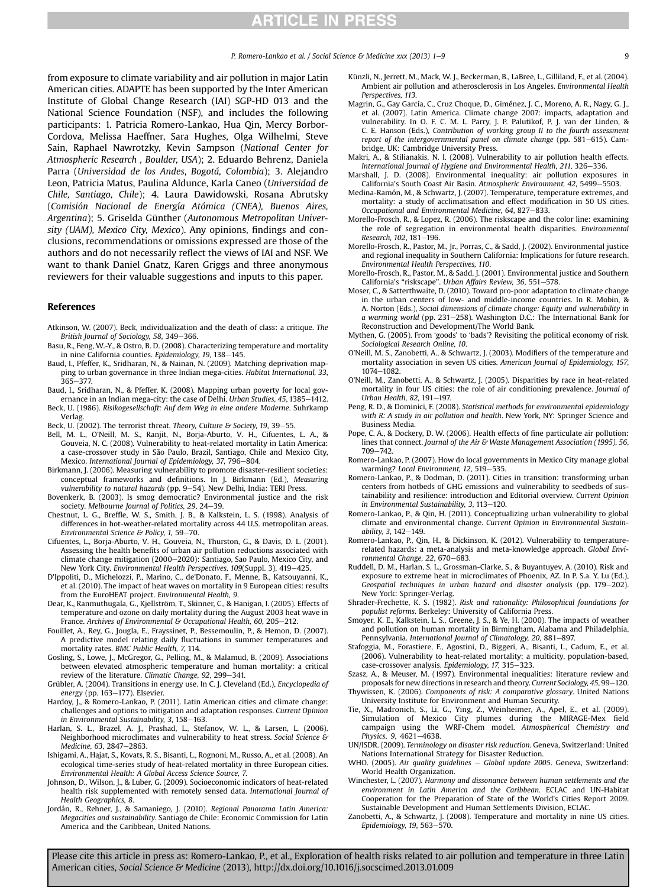from exposure to climate variability and air pollution in major Latin American cities. ADAPTE has been supported by the Inter American Institute of Global Change Research (IAI) SGP-HD 013 and the National Science Foundation (NSF), and includes the following participants: 1. Patricia Romero-Lankao, Hua Qin, Mercy Borbor-Cordova, Melissa Haeffner, Sara Hughes, Olga Wilhelmi, Steve Sain, Raphael Nawrotzky, Kevin Sampson (*National Center for Atmospheric Research , Boulder, USA*); 2. Eduardo Behrenz, Daniela Parra (*Universidad de los Andes, Bogotá, Colombia*); 3. Alejandro Leon, Patricia Matus, Paulina Aldunce, Karla Caneo (*Universidad de Chile, Santiago, Chile*); 4. Laura Dawidowski, Rosana Abrutsky (*Comisión Nacional de Energía Atómica (CNEA), Buenos Aires, Argentina*); 5. Griselda Günther (*Autonomous Metropolitan University (UAM), Mexico City, Mexico*). Any opinions, findings and conclusions, recommendations or omissions expressed are those of the authors and do not necessarily reflect the views of IAI and NSF. We want to thank Daniel Gnatz, Karen Griggs and three anonymous reviewers for their valuable suggestions and inputs to this paper.

## References

Atkinson, W. (2007). Beck, individualization and the death of class: a critique. *The British Journal of Sociology, 58*, 349–366.

Basu, R., Feng, W.-Y., & Ostro, B. D. (2008). Characterizing temperature and mortality in nine California counties. *Epidemiology, 19*, 138–145.

Baud, I., Pfeffer, K., Sridharan, N., & Nainan, N. (2009). Matching deprivation mapping to urban governance in three Indian mega-cities. *Habitat International, 33*, 365–377.

Baud, I., Sridharan, N., & Pfeffer, K. (2008). Mapping urban poverty for local governance in an Indian mega-city: the case of Delhi. *Urban Studies, 45*, 1385–1412.

Beck, U. (1986). *Risikogesellschaft: Auf dem Weg in eine andere Moderne*. Suhrkamp Verlag.

Beck, U. (2002). The terrorist threat. *Theory, Culture & Society, 19*, 39–55.

Bell, M. L., O'Neill, M. S., Ranjit, N., Borja-Aburto, V. H., Cifuentes, L. A., & Gouveia, N. C. (2008). Vulnerability to heat-related mortality in Latin America: a case-crossover study in São Paulo, Brazil, Santiago, Chile and Mexico City, Mexico. *International Journal of Epidemiology, 37*, 796–804.

Birkmann, J. (2006). Measuring vulnerability to promote disaster-resilient societies: conceptual frameworks and definitions. In J. Birkmann (Ed.), *Measuring vulnerability to natural hazards* (pp. 9–54). New Delhi, India: TERI Press.

Bovenkerk, B. (2003). Is smog democratic? Environmental justice and the risk society. *Melbourne Journal of Politics, 29*, 24–39.

Chestnut, L. G., Breffle, W. S., Smith, J. B., & Kalkstein, L. S. (1998). Analysis of differences in hot-weather-related mortality across 44 U.S. metropolitan areas. *Environmental Science & Policy, 1*, 59–70.

Cifuentes, L., Borja-Aburto, V. H., Gouveia, N., Thurston, G., & Davis, D. L. (2001). Assessing the health benefits of urban air pollution reductions associated with climate change mitigation (2000–2020): Santiago, Sao Paulo, Mexico City, and New York City. *Environmental Health Perspectives, 109*(Suppl. 3), 419–425.

D'Ippoliti, D., Michelozzi, P., Marino, C., de'Donato, F., Menne, B., Katsouyanni, K., et al. (2010). The impact of heat waves on mortality in 9 European cities: results from the EuroHEAT project. *Environmental Health, 9*.

Dear, K., Ranmuthugala, G., Kjellström, T., Skinner, C., & Hanigan, I. (2005). Effects of temperature and ozone on daily mortality during the August 2003 heat wave in France. *Archives of Environmental & Occupational Health, 60*, 205–212.

Fouillet, A., Rey, G., Jougla, E., Frayssinet, P., Bessemoulin, P., & Hemon, D. (2007). A predictive model relating daily fluctuations in summer temperatures and mortality rates. *BMC Public Health, 7*, 114.

Gosling, S., Lowe, J., McGregor, G., Pelling, M., & Malamud, B. (2009). Associations between elevated atmospheric temperature and human mortality: a critical review of the literature. *Climatic Change, 92*, 299–341.

Grübler, A. (2004). Transitions in energy use. In C. J. Cleveland (Ed.), *Encyclopedia of energy* (pp. 163–177). Elsevier.

Hardoy, J., & Romero-Lankao, P. (2011). Latin American cities and climate change: challenges and options to mitigation and adaptation responses. *Current Opinion in Environmental Sustainability, 3*, 158–163.

Harlan, S. L., Brazel, A. J., Prashad, L., Stefanov, W. L., & Larsen, L. (2006). Neighborhood microclimates and vulnerability to heat stress. *Social Science & Medicine, 63*, 2847–2863.

Ishigami, A., Hajat, S., Kovats, R. S., Bisanti, L., Rognoni, M., Russo, A., et al. (2008). An ecological time-series study of heat-related mortality in three European cities. *Environmental Health: A Global Access Science Source, 7*.

Johnson, D., Wilson, J., & Luber, G. (2009). Socioeconomic indicators of heat-related health risk supplemented with remotely sensed data. *International Journal of Health Geographics, 8*.

Jordán, R., Rehner, J., & Samaniego, J. (2010). *Regional Panorama Latin America: Megacities and sustainability*. Santiago de Chile: Economic Commission for Latin America and the Caribbean, United Nations.

Künzli, N., Jerrett, M., Mack, W. J., Beckerman, B., LaBree, L., Gilliland, F., et al. (2004). Ambient air pollution and atherosclerosis in Los Angeles. *Environmental Health Perspectives, 113*.

Magrin, G., Gay García, C., Cruz Choque, D., Giménez, J. C., Moreno, A. R., Nagy, G. J., et al. (2007). Latin America. Climate change 2007: impacts, adaptation and vulnerability. In O. F. C. M. L. Parry, J. P. Palutikof, P. J. van der Linden, & C. E. Hanson (Eds.), *Contribution of working group II to the fourth assessment report of the intergovernmental panel on climate change* (pp. 581–615). Cambridge, UK: Cambridge University Press.

Makri, A., & Stilianakis, N. I. (2008). Vulnerability to air pollution health effects. *International Journal of Hygiene and Environmental Health, 211*, 326–336.

Marshall, J. D. (2008). Environmental inequality: air pollution exposures in California's South Coast Air Basin. *Atmospheric Environment, 42*, 5499–5503.

Medina-Ramón, M., & Schwartz, J. (2007). Temperature, temperature extremes, and mortality: a study of acclimatisation and effect modification in 50 US cities. *Occupational and Environmental Medicine, 64*, 827–833.

Morello-Frosch, R., & Lopez, R. (2006). The riskscape and the color line: examining the role of segregation in environmental health disparities. *Environmental Research, 102*, 181–196.

Morello-Frosch, R., Pastor, M., Jr., Porras, C., & Sadd, J. (2002). Environmental justice and regional inequality in Southern California: Implications for future research. *Environmental Health Perspectives, 110*.

Morello-Frosch, R., Pastor, M., & Sadd, J. (2001). Environmental justice and Southern California's "riskscape". *Urban Affairs Review, 36*, 551–578.

Moser, C., & Satterthwaite, D. (2010). Toward pro-poor adaptation to climate change in the urban centers of low- and middle-income countries. In R. Mobin, & A. Norton (Eds.), *Social dimensions of climate change: Equity and vulnerability in a warming world* (pp. 231–258). Washington D.C.: The International Bank for Reconstruction and Development/The World Bank.

Mythen, G. (2005). From 'goods' to 'bads'? Revisiting the political economy of risk. *Sociological Research Online, 10*.

O'Neill, M. S., Zanobetti, A., & Schwartz, J. (2003). Modifiers of the temperature and mortality association in seven US cities. *American Journal of Epidemiology, 157*, 1074–1082.

O'Neill, M., Zanobetti, A., & Schwartz, J. (2005). Disparities by race in heat-related mortality in four US cities: the role of air conditioning prevalence. *Journal of Urban Health, 82*, 191–197.

Peng, R. D., & Dominici, F. (2008). *Statistical methods for environmental epidemiology with R: A study in air pollution and health*. New York, NY: Springer Science and Business Media.

Pope, C. A., & Dockery, D. W. (2006). Health effects of fine particulate air pollution: lines that connect. *Journal of the Air & Waste Management Association (1995), 56*, 709–742.

Romero-Lankao, P. (2007). How do local governments in Mexico City manage global warming? *Local Environment, 12*, 519–535.

Romero-Lankao, P., & Dodman, D. (2011). Cities in transition: transforming urban centers from hotbeds of GHG emissions and vulnerability to seedbeds of sustainability and resilience: introduction and Editorial overview. *Current Opinion in Environmental Sustainability, 3*, 113–120.

Romero-Lankao, P., & Qin, H. (2011). Conceptualizing urban vulnerability to global climate and environmental change. *Current Opinion in Environmental Sustainability, 3*, 142–149.

Romero-Lankao, P., Qin, H., & Dickinson, K. (2012). Vulnerability to temperature-related hazards: a meta-analysis and meta-knowledge approach. *Global Environmental Change, 22*, 670–683.

Ruddell, D. M., Harlan, S. L., Grossman-Clarke, S., & Buyantuyev, A. (2010). Risk and exposure to extreme heat in microclimates of Phoenix, AZ. In P. S.a. Y. Lu (Ed.), *Geospatial techniques in urban hazard and disaster analysis* (pp. 179–202). New York: Springer-Verlag.

Shrader-Frechette, K. S. (1982). *Risk and rationality: Philosophical foundations for populist reforms*. Berkeley: University of California Press.

Smoyer, K. E., Kalkstein, L. S., Greene, J. S., & Ye, H. (2000). The impacts of weather and pollution on human mortality in Birmingham, Alabama and Philadelphia, Pennsylvania. *International Journal of Climatology, 20*, 881–897.

Stafoggia, M., Forastiere, F., Agostini, D., Biggeri, A., Bisanti, L., Cadum, E., et al. (2006). Vulnerability to heat-related mortality: a multicity, population-based, case-crossover analysis. *Epidemiology, 17*, 315–323.

Szasz, A., & Meuser, M. (1997). Environmental inequalities: literature review and proposals for new directions in research and theory. *Current Sociology, 45*, 99–120.

Thywissen, K. (2006). *Components of risk: A comparative glossary*. United Nations University Institute for Environment and Human Security.

Tie, X., Madronich, S., Li, G., Ying, Z., Weinheimer, A., Apel, E., et al. (2009). Simulation of Mexico City plumes during the MIRAGE-Mex field campaign using the WRF-Chem model. *Atmospherical Chemistry and Physics, 9*, 4621–4638.

UN/ISDR. (2009). *Terminology on disaster risk reduction*. Geneva, Switzerland: United Nations International Strategy for Disaster Reduction.

WHO. (2005). *Air quality guidelines – Global update 2005*. Geneva, Switzerland: World Health Organization.

Winchester, L. (2007). *Harmony and dissonance between human settlements and the environment in Latin America and the Caribbean*. ECLAC and UN-Habitat Cooperation for the Preparation of State of the World's Cities Report 2009. Sustainable Development and Human Settlements Division, ECLAC.

Zanobetti, A., & Schwartz, J. (2008). Temperature and mortality in nine US cities. *Epidemiology, 19*, 563–570.